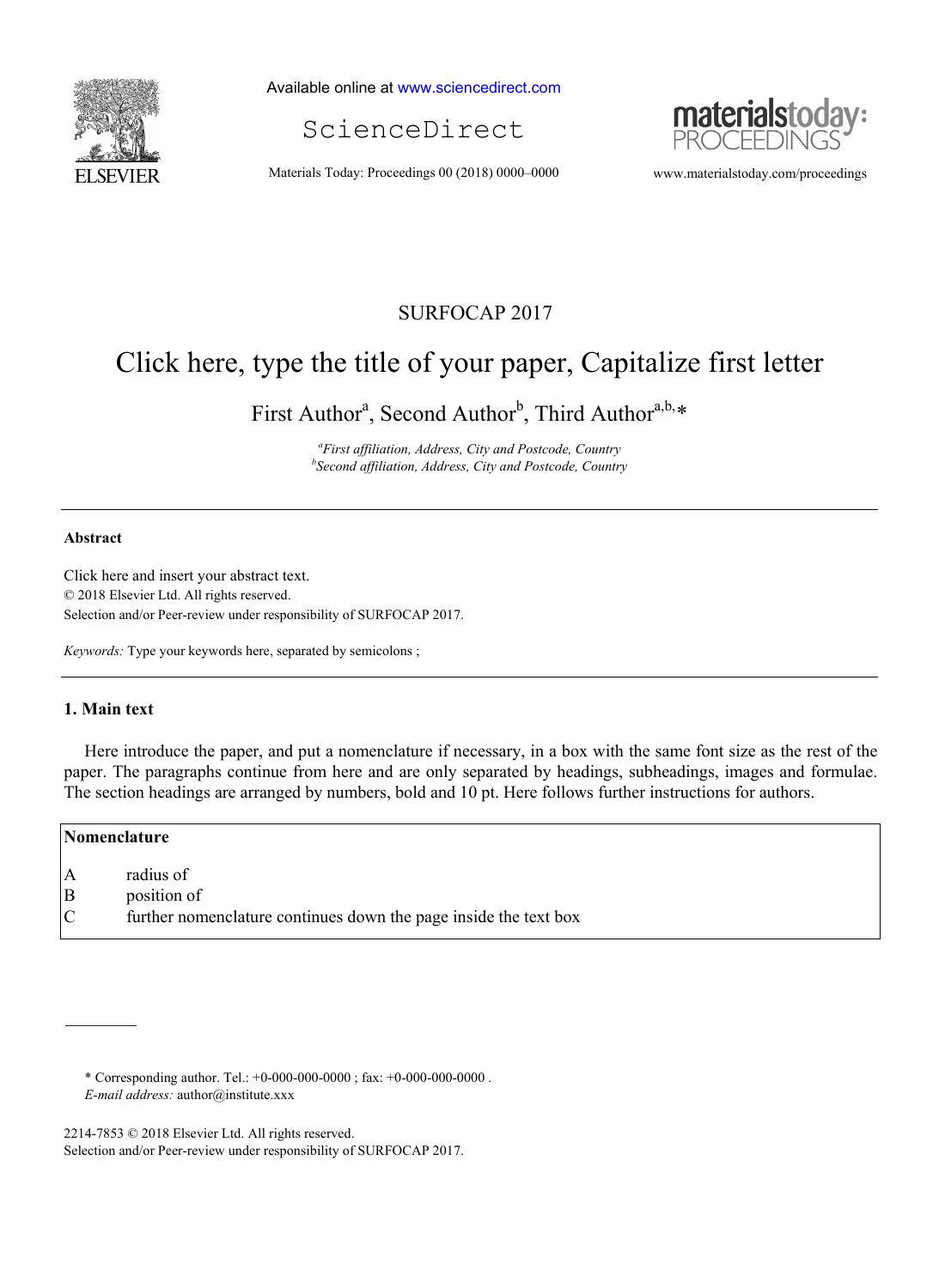Available online at www.sciencedirect.com

ScienceDirect

Materials Today: Proceedings 00 (2018) 0000–0000

www.materialstoday.com/proceedings

SURFOCAP 2017

# Click here, type the title of your paper, Capitalize first letter

First Author[a], Second Author[b], Third Author[a,b,]*

[a]*First affiliation, Address, City and Postcode, Country*
[b]*Second affiliation, Address, City and Postcode, Country*

---

**Abstract**

Click here and insert your abstract text.
© 2018 Elsevier Ltd. All rights reserved.
Selection and/or Peer-review under responsibility of SURFOCAP 2017.

*Keywords:* Type your keywords here, separated by semicolons ;

---

## 1. Main text

Here introduce the paper, and put a nomenclature if necessary, in a box with the same font size as the rest of the paper. The paragraphs continue from here and are only separated by headings, subheadings, images and formulae. The section headings are arranged by numbers, bold and 10 pt. Here follows further instructions for authors.

**Nomenclature**

| | |
|---|---|
| A | radius of |
| B | position of |
| C | further nomenclature continues down the page inside the text box |

---

* Corresponding author. Tel.: +0-000-000-0000 ; fax: +0-000-000-0000 .
*E-mail address:* author@institute.xxx

2214-7853 © 2018 Elsevier Ltd. All rights reserved.
Selection and/or Peer-review under responsibility of SURFOCAP 2017.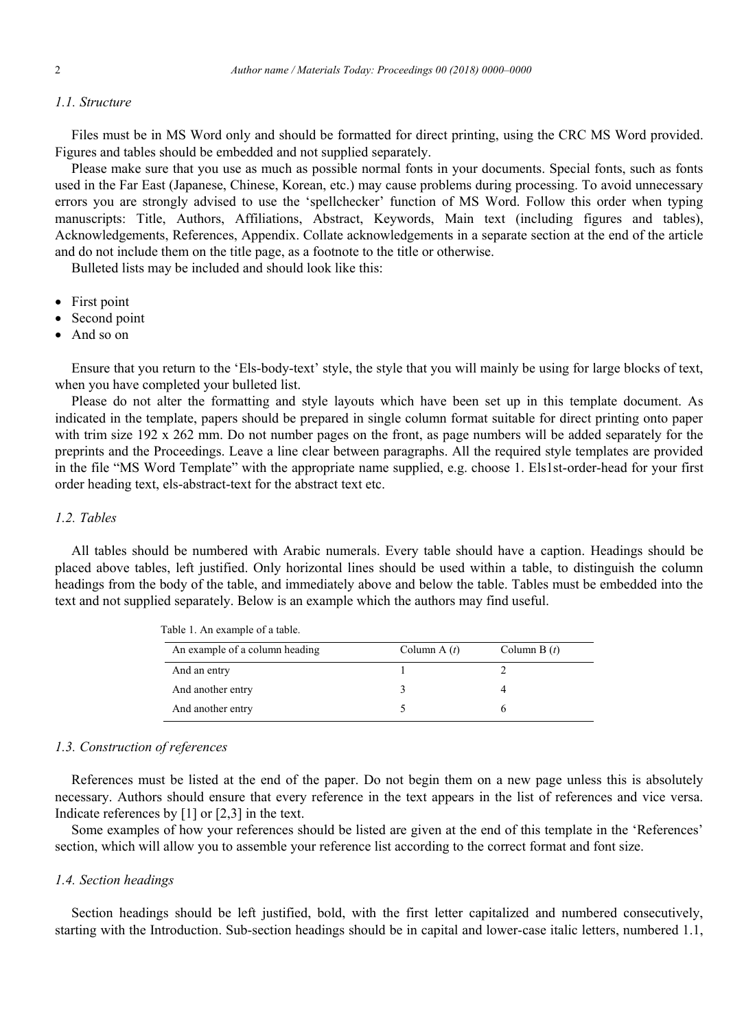### *1.1. Structure*

Files must be in MS Word only and should be formatted for direct printing, using the CRC MS Word provided. Figures and tables should be embedded and not supplied separately.

Please make sure that you use as much as possible normal fonts in your documents. Special fonts, such as fonts used in the Far East (Japanese, Chinese, Korean, etc.) may cause problems during processing. To avoid unnecessary errors you are strongly advised to use the 'spellchecker' function of MS Word. Follow this order when typing manuscripts: Title, Authors, Affiliations, Abstract, Keywords, Main text (including figures and tables), Acknowledgements, References, Appendix. Collate acknowledgements in a separate section at the end of the article and do not include them on the title page, as a footnote to the title or otherwise.

Bulleted lists may be included and should look like this:

- First point
- Second point
- And so on

Ensure that you return to the 'Els-body-text' style, the style that you will mainly be using for large blocks of text, when you have completed your bulleted list.

Please do not alter the formatting and style layouts which have been set up in this template document. As indicated in the template, papers should be prepared in single column format suitable for direct printing onto paper with trim size 192 x 262 mm. Do not number pages on the front, as page numbers will be added separately for the preprints and the Proceedings. Leave a line clear between paragraphs. All the required style templates are provided in the file "MS Word Template" with the appropriate name supplied, e.g. choose 1. Els1st-order-head for your first order heading text, els-abstract-text for the abstract text etc.

### *1.2. Tables*

All tables should be numbered with Arabic numerals. Every table should have a caption. Headings should be placed above tables, left justified. Only horizontal lines should be used within a table, to distinguish the column headings from the body of the table, and immediately above and below the table. Tables must be embedded into the text and not supplied separately. Below is an example which the authors may find useful.

Table 1. An example of a table.

| An example of a column heading | Column A ($t$) | Column B ($t$) |
|---|---|---|
| And an entry | 1 | 2 |
| And another entry | 3 | 4 |
| And another entry | 5 | 6 |

### *1.3. Construction of references*

References must be listed at the end of the paper. Do not begin them on a new page unless this is absolutely necessary. Authors should ensure that every reference in the text appears in the list of references and vice versa. Indicate references by [1] or [2,3] in the text.

Some examples of how your references should be listed are given at the end of this template in the 'References' section, which will allow you to assemble your reference list according to the correct format and font size.

### *1.4. Section headings*

Section headings should be left justified, bold, with the first letter capitalized and numbered consecutively, starting with the Introduction. Sub-section headings should be in capital and lower-case italic letters, numbered 1.1,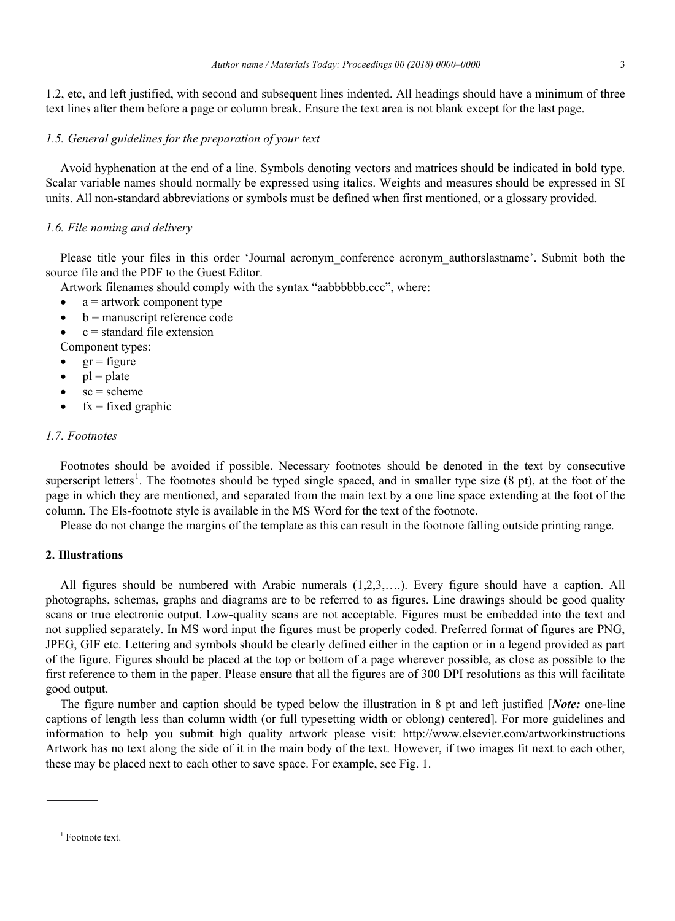1.2, etc, and left justified, with second and subsequent lines indented. All headings should have a minimum of three text lines after them before a page or column break. Ensure the text area is not blank except for the last page.

### *1.5. General guidelines for the preparation of your text*

Avoid hyphenation at the end of a line. Symbols denoting vectors and matrices should be indicated in bold type. Scalar variable names should normally be expressed using italics. Weights and measures should be expressed in SI units. All non-standard abbreviations or symbols must be defined when first mentioned, or a glossary provided.

### *1.6. File naming and delivery*

Please title your files in this order 'Journal acronym_conference acronym_authorslastname'. Submit both the source file and the PDF to the Guest Editor.

Artwork filenames should comply with the syntax "aabbbbbb.ccc", where:

- a = artwork component type
- b = manuscript reference code
- c = standard file extension

Component types:

- gr = figure
- pl = plate
- sc = scheme
- fx = fixed graphic

### *1.7. Footnotes*

Footnotes should be avoided if possible. Necessary footnotes should be denoted in the text by consecutive superscript letters[1]. The footnotes should be typed single spaced, and in smaller type size (8 pt), at the foot of the page in which they are mentioned, and separated from the main text by a one line space extending at the foot of the column. The Els-footnote style is available in the MS Word for the text of the footnote.

Please do not change the margins of the template as this can result in the footnote falling outside printing range.

## **2. Illustrations**

All figures should be numbered with Arabic numerals (1,2,3,….). Every figure should have a caption. All photographs, schemas, graphs and diagrams are to be referred to as figures. Line drawings should be good quality scans or true electronic output. Low-quality scans are not acceptable. Figures must be embedded into the text and not supplied separately. In MS word input the figures must be properly coded. Preferred format of figures are PNG, JPEG, GIF etc. Lettering and symbols should be clearly defined either in the caption or in a legend provided as part of the figure. Figures should be placed at the top or bottom of a page wherever possible, as close as possible to the first reference to them in the paper. Please ensure that all the figures are of 300 DPI resolutions as this will facilitate good output.

The figure number and caption should be typed below the illustration in 8 pt and left justified [***Note:*** one-line captions of length less than column width (or full typesetting width or oblong) centered]. For more guidelines and information to help you submit high quality artwork please visit: http://www.elsevier.com/artworkinstructions Artwork has no text along the side of it in the main body of the text. However, if two images fit next to each other, these may be placed next to each other to save space. For example, see Fig. 1.

---

[1] Footnote text.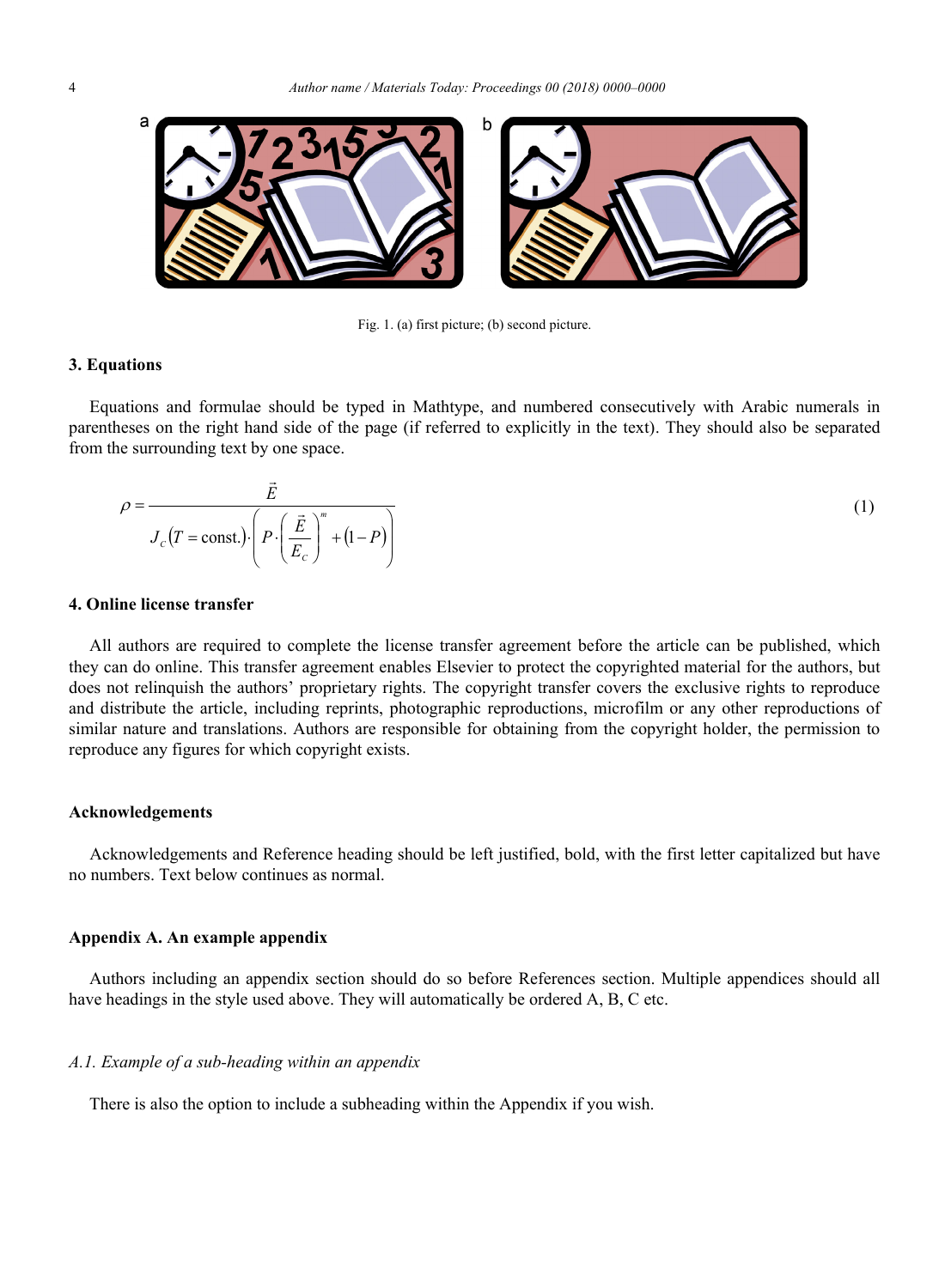Fig. 1. (a) first picture; (b) second picture.

## 3. Equations

Equations and formulae should be typed in Mathtype, and numbered consecutively with Arabic numerals in parentheses on the right hand side of the page (if referred to explicitly in the text). They should also be separated from the surrounding text by one space.

$$\rho = \frac{\vec{E}}{J_c\left(T = \text{const.}\right) \cdot \left( P \cdot \left( \frac{\vec{E}}{E_c} \right)^m + \left(1 - P\right) \right)} \tag{1}$$

## 4. Online license transfer

All authors are required to complete the license transfer agreement before the article can be published, which they can do online. This transfer agreement enables Elsevier to protect the copyrighted material for the authors, but does not relinquish the authors' proprietary rights. The copyright transfer covers the exclusive rights to reproduce and distribute the article, including reprints, photographic reproductions, microfilm or any other reproductions of similar nature and translations. Authors are responsible for obtaining from the copyright holder, the permission to reproduce any figures for which copyright exists.

## Acknowledgements

Acknowledgements and Reference heading should be left justified, bold, with the first letter capitalized but have no numbers. Text below continues as normal.

## Appendix A. An example appendix

Authors including an appendix section should do so before References section. Multiple appendices should all have headings in the style used above. They will automatically be ordered A, B, C etc.

### *A.1. Example of a sub-heading within an appendix*

There is also the option to include a subheading within the Appendix if you wish.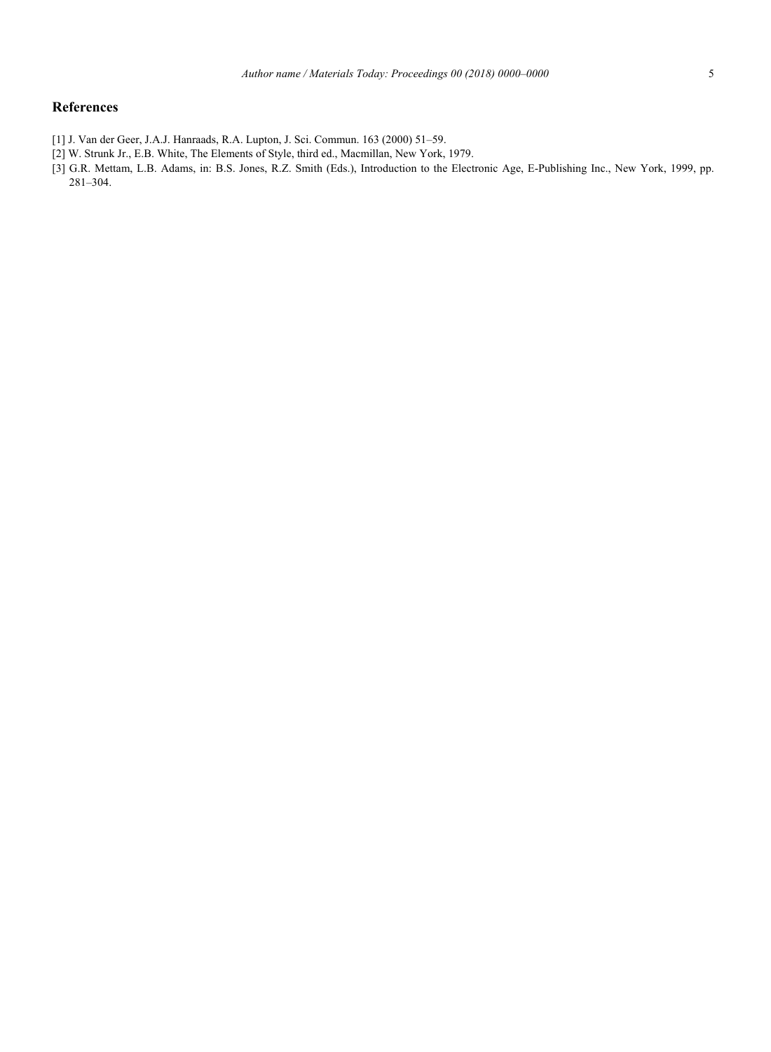## References

[1] J. Van der Geer, J.A.J. Hanraads, R.A. Lupton, J. Sci. Commun. 163 (2000) 51–59.

[2] W. Strunk Jr., E.B. White, The Elements of Style, third ed., Macmillan, New York, 1979.

[3] G.R. Mettam, L.B. Adams, in: B.S. Jones, R.Z. Smith (Eds.), Introduction to the Electronic Age, E-Publishing Inc., New York, 1999, pp. 281–304.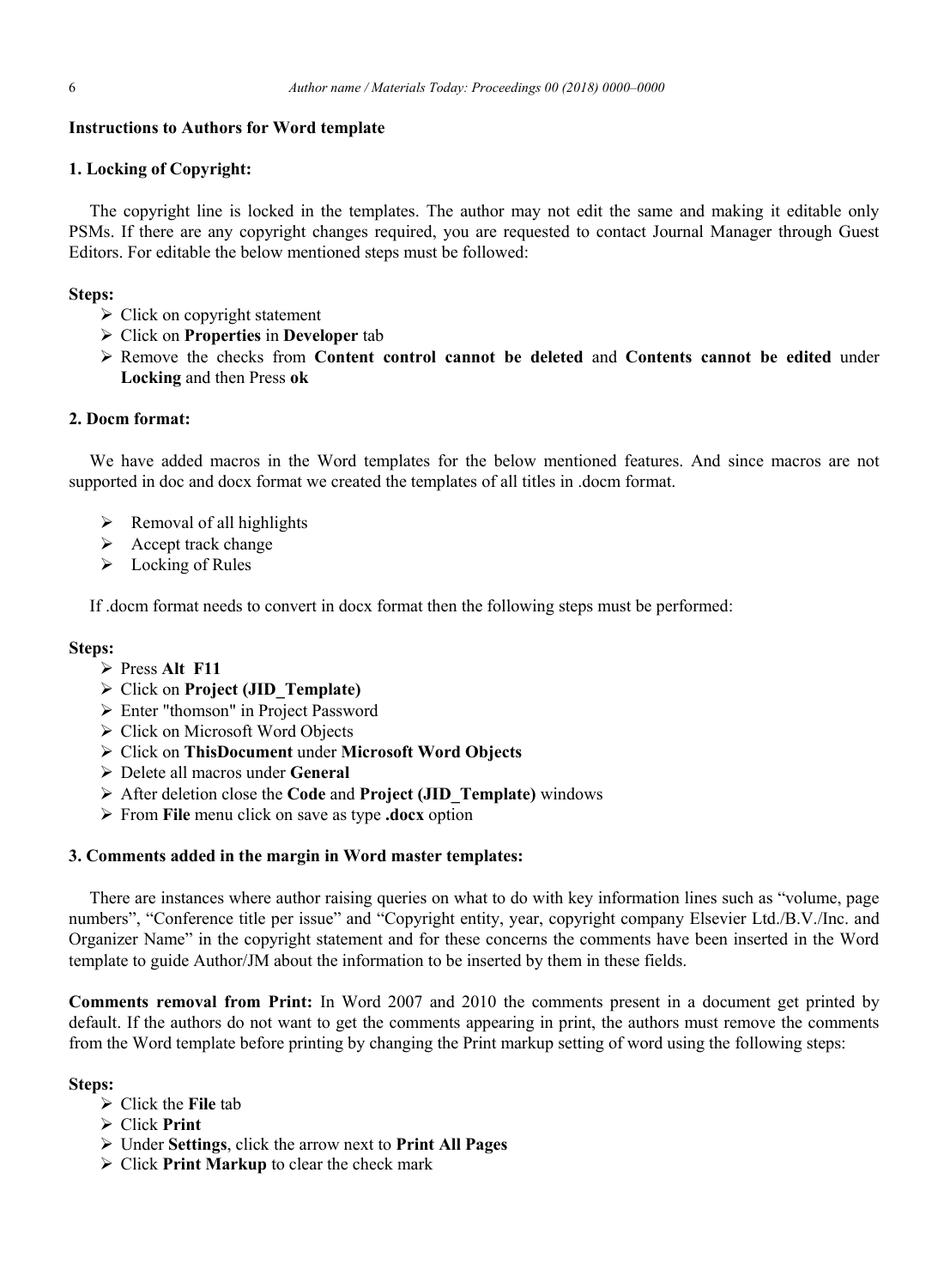**Instructions to Authors for Word template**

**1. Locking of Copyright:**

The copyright line is locked in the templates. The author may not edit the same and making it editable only PSMs. If there are any copyright changes required, you are requested to contact Journal Manager through Guest Editors. For editable the below mentioned steps must be followed:

**Steps:**

- Click on copyright statement
- Click on **Properties** in **Developer** tab
- Remove the checks from **Content control cannot be deleted** and **Contents cannot be edited** under **Locking** and then Press **ok**

**2. Docm format:**

We have added macros in the Word templates for the below mentioned features. And since macros are not supported in doc and docx format we created the templates of all titles in .docm format.

- Removal of all highlights
- Accept track change
- Locking of Rules

If .docm format needs to convert in docx format then the following steps must be performed:

**Steps:**

- Press **Alt F11**
- Click on **Project (JID_Template)**
- Enter "thomson" in Project Password
- Click on Microsoft Word Objects
- Click on **ThisDocument** under **Microsoft Word Objects**
- Delete all macros under **General**
- After deletion close the **Code** and **Project (JID_Template)** windows
- From **File** menu click on save as type **.docx** option

**3. Comments added in the margin in Word master templates:**

There are instances where author raising queries on what to do with key information lines such as "volume, page numbers", "Conference title per issue" and "Copyright entity, year, copyright company Elsevier Ltd./B.V./Inc. and Organizer Name" in the copyright statement and for these concerns the comments have been inserted in the Word template to guide Author/JM about the information to be inserted by them in these fields.

**Comments removal from Print:** In Word 2007 and 2010 the comments present in a document get printed by default. If the authors do not want to get the comments appearing in print, the authors must remove the comments from the Word template before printing by changing the Print markup setting of word using the following steps:

**Steps:**

- Click the **File** tab
- Click **Print**
- Under **Settings**, click the arrow next to **Print All Pages**
- Click **Print Markup** to clear the check mark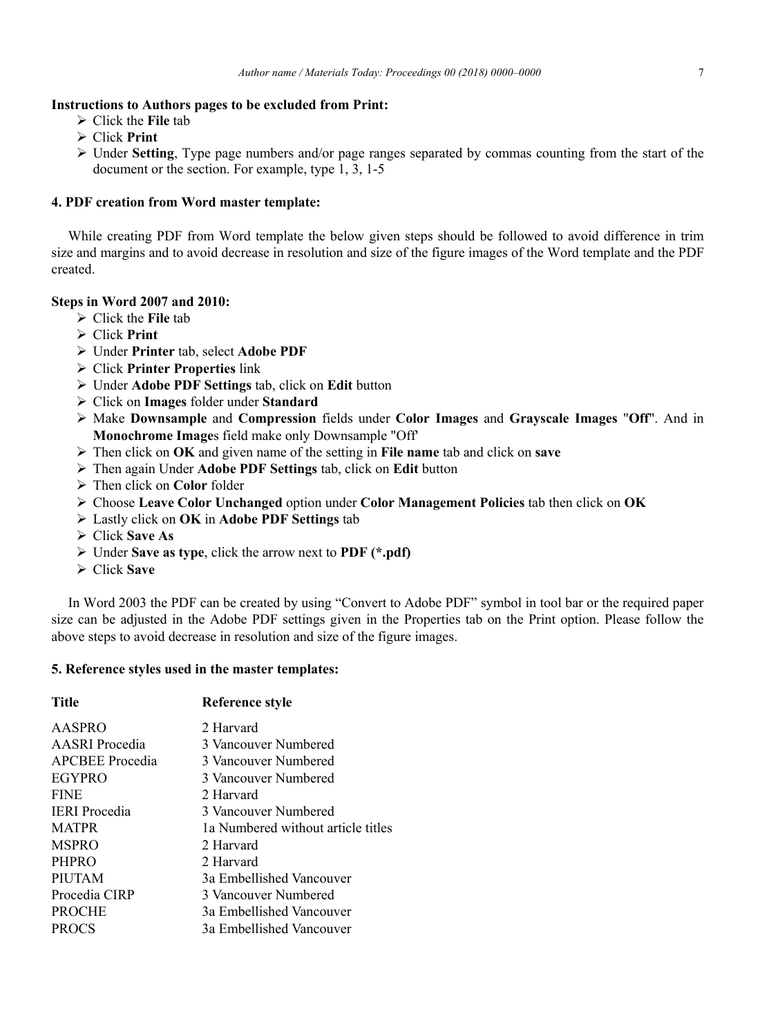**Instructions to Authors pages to be excluded from Print:**

- Click the **File** tab
- Click **Print**
- Under **Setting**, Type page numbers and/or page ranges separated by commas counting from the start of the document or the section. For example, type 1, 3, 1-5

**4. PDF creation from Word master template:**

While creating PDF from Word template the below given steps should be followed to avoid difference in trim size and margins and to avoid decrease in resolution and size of the figure images of the Word template and the PDF created.

**Steps in Word 2007 and 2010:**

- Click the **File** tab
- Click **Print**
- Under **Printer** tab, select **Adobe PDF**
- Click **Printer Properties** link
- Under **Adobe PDF Settings** tab, click on **Edit** button
- Click on **Images** folder under **Standard**
- Make **Downsample** and **Compression** fields under **Color Images** and **Grayscale Images** "**Off**". And in **Monochrome Image**s field make only Downsample "Off'
- Then click on **OK** and given name of the setting in **File name** tab and click on **save**
- Then again Under **Adobe PDF Settings** tab, click on **Edit** button
- Then click on **Color** folder
- Choose **Leave Color Unchanged** option under **Color Management Policies** tab then click on **OK**
- Lastly click on **OK** in **Adobe PDF Settings** tab
- Click **Save As**
- Under **Save as type**, click the arrow next to **PDF (*.pdf)**
- Click **Save**

In Word 2003 the PDF can be created by using "Convert to Adobe PDF" symbol in tool bar or the required paper size can be adjusted in the Adobe PDF settings given in the Properties tab on the Print option. Please follow the above steps to avoid decrease in resolution and size of the figure images.

**5. Reference styles used in the master templates:**

| **Title** | **Reference style** |
|---|---|
| AASPRO | 2 Harvard |
| AASRI Procedia | 3 Vancouver Numbered |
| APCBEE Procedia | 3 Vancouver Numbered |
| EGYPRO | 3 Vancouver Numbered |
| FINE | 2 Harvard |
| IERI Procedia | 3 Vancouver Numbered |
| MATPR | 1a Numbered without article titles |
| MSPRO | 2 Harvard |
| PHPRO | 2 Harvard |
| PIUTAM | 3a Embellished Vancouver |
| Procedia CIRP | 3 Vancouver Numbered |
| PROCHE | 3a Embellished Vancouver |
| PROCS | 3a Embellished Vancouver |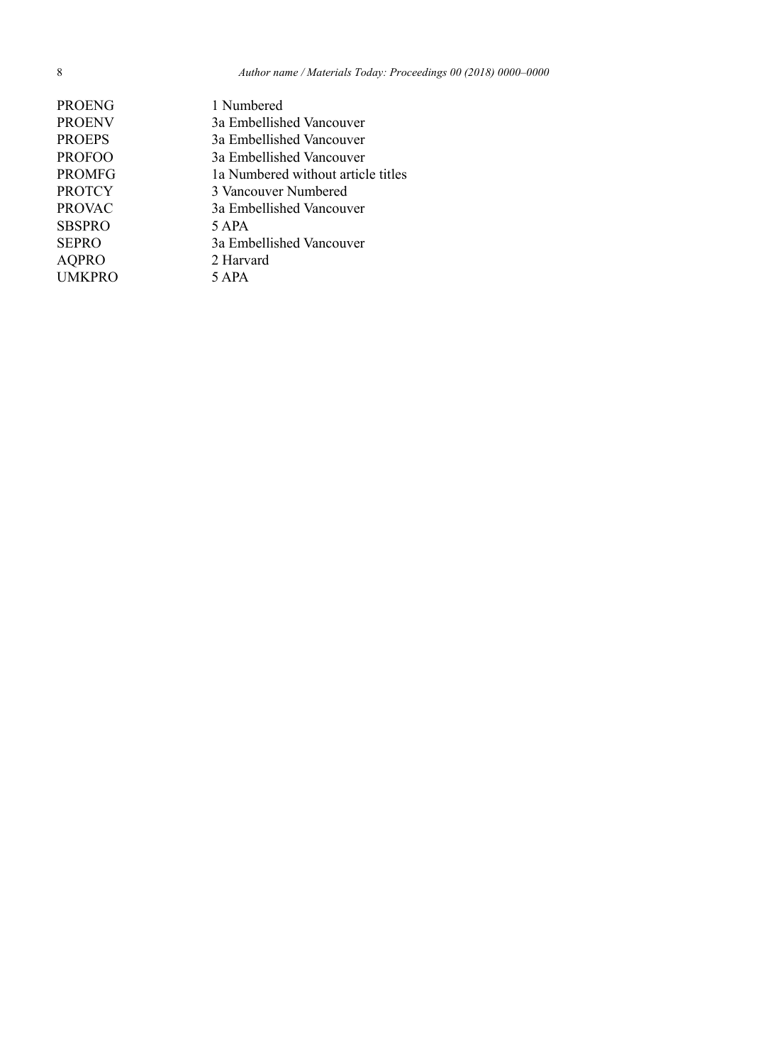| | |
|---|---|
| PROENG | 1 Numbered |
| PROENV | 3a Embellished Vancouver |
| PROEPS | 3a Embellished Vancouver |
| PROFOO | 3a Embellished Vancouver |
| PROMFG | 1a Numbered without article titles |
| PROTCY | 3 Vancouver Numbered |
| PROVAC | 3a Embellished Vancouver |
| SBSPRO | 5 APA |
| SEPRO | 3a Embellished Vancouver |
| AQPRO | 2 Harvard |
| UMKPRO | 5 APA |